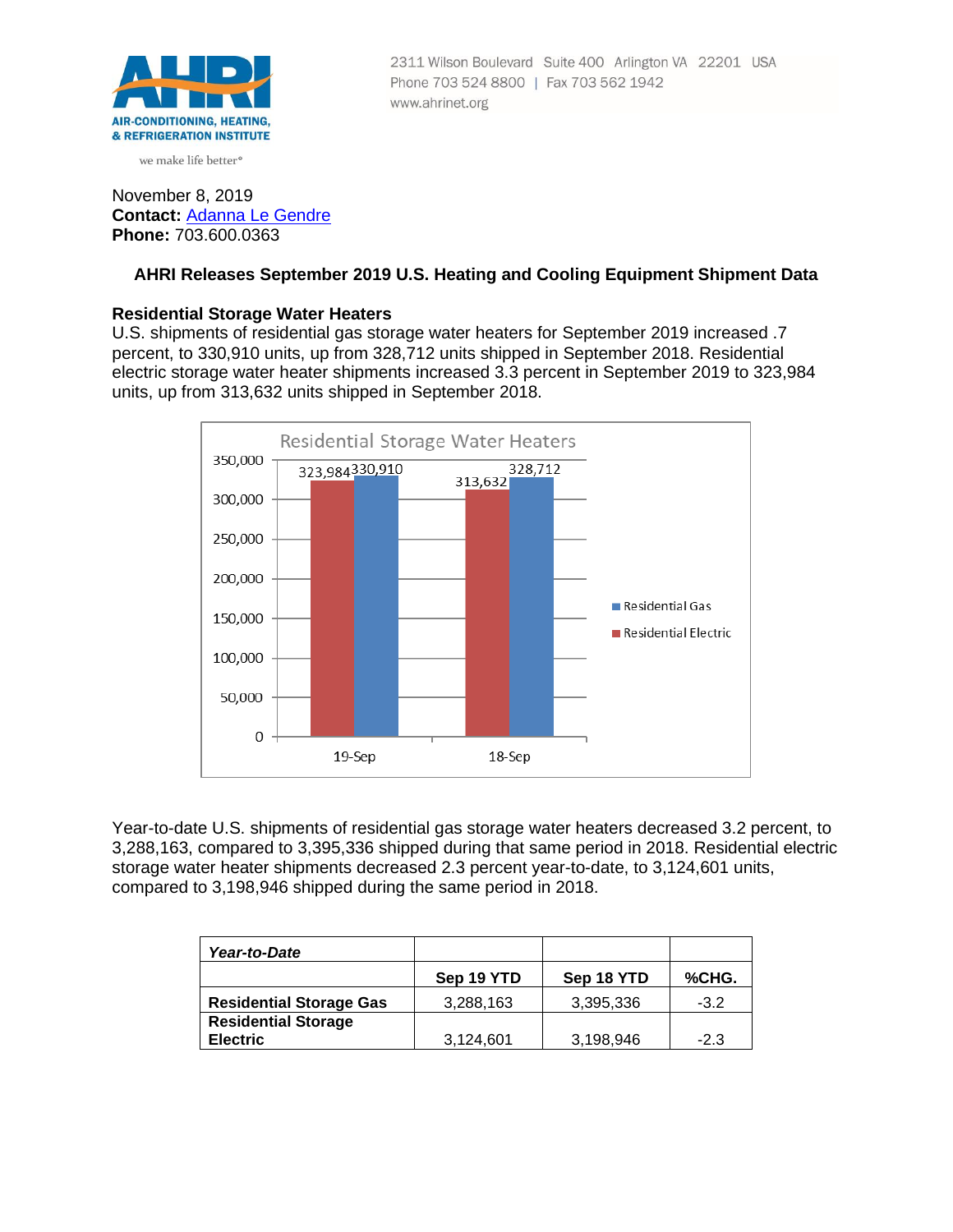AIR-CONDITIONING, HEATING, & REFRIGERATION INSTITUTE

we make life better®

2311 Wilson Boulevard Suite 400 Arlington VA 22201 USA
Phone 703 524 8800 | Fax 703 562 1942
www.ahrinet.org

November 8, 2019
**Contact:** Adanna Le Gendre
**Phone:** 703.600.0363

## AHRI Releases September 2019 U.S. Heating and Cooling Equipment Shipment Data

### Residential Storage Water Heaters

U.S. shipments of residential gas storage water heaters for September 2019 increased .7 percent, to 330,910 units, up from 328,712 units shipped in September 2018. Residential electric storage water heater shipments increased 3.3 percent in September 2019 to 323,984 units, up from 313,632 units shipped in September 2018.

Residential Storage Water Heaters

| | Residential Electric | Residential Gas |
|---|---|---|
| 19-Sep | 323,984 | 330,910 |
| 18-Sep | 313,632 | 328,712 |

Year-to-date U.S. shipments of residential gas storage water heaters decreased 3.2 percent, to 3,288,163, compared to 3,395,336 shipped during that same period in 2018. Residential electric storage water heater shipments decreased 2.3 percent year-to-date, to 3,124,601 units, compared to 3,198,946 shipped during the same period in 2018.

| ***Year-to-Date*** | | | |
|---|---|---|---|
| | **Sep 19 YTD** | **Sep 18 YTD** | **%CHG.** |
| **Residential Storage Gas** | 3,288,163 | 3,395,336 | -3.2 |
| **Residential Storage Electric** | 3,124,601 | 3,198,946 | -2.3 |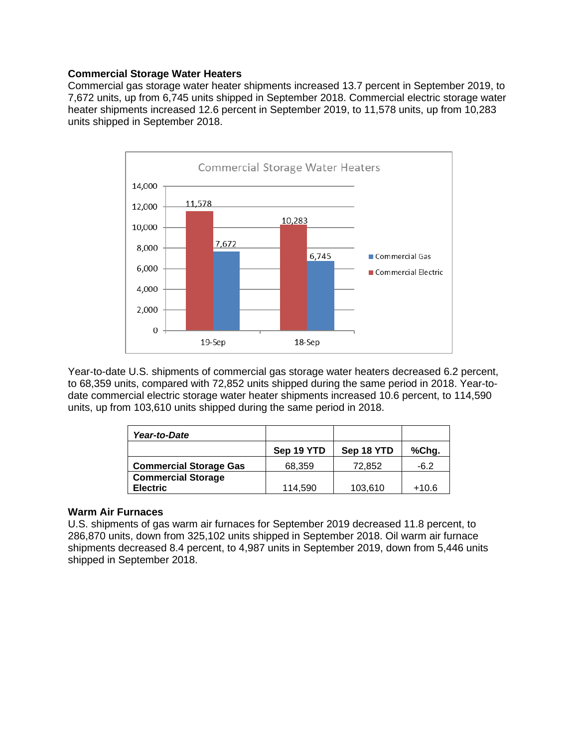### Commercial Storage Water Heaters

Commercial gas storage water heater shipments increased 13.7 percent in September 2019, to 7,672 units, up from 6,745 units shipped in September 2018. Commercial electric storage water heater shipments increased 12.6 percent in September 2019, to 11,578 units, up from 10,283 units shipped in September 2018.

**Commercial Storage Water Heaters**

| | Commercial Electric | Commercial Gas |
|---|---|---|
| 19-Sep | 11,578 | 7,672 |
| 18-Sep | 10,283 | 6,745 |

Year-to-date U.S. shipments of commercial gas storage water heaters decreased 6.2 percent, to 68,359 units, compared with 72,852 units shipped during the same period in 2018. Year-to-date commercial electric storage water heater shipments increased 10.6 percent, to 114,590 units, up from 103,610 units shipped during the same period in 2018.

| ***Year-to-Date*** | | | |
|---|---|---|---|
| | **Sep 19 YTD** | **Sep 18 YTD** | **%Chg.** |
| **Commercial Storage Gas** | 68,359 | 72,852 | -6.2 |
| **Commercial Storage Electric** | 114,590 | 103,610 | +10.6 |

### Warm Air Furnaces

U.S. shipments of gas warm air furnaces for September 2019 decreased 11.8 percent, to 286,870 units, down from 325,102 units shipped in September 2018. Oil warm air furnace shipments decreased 8.4 percent, to 4,987 units in September 2019, down from 5,446 units shipped in September 2018.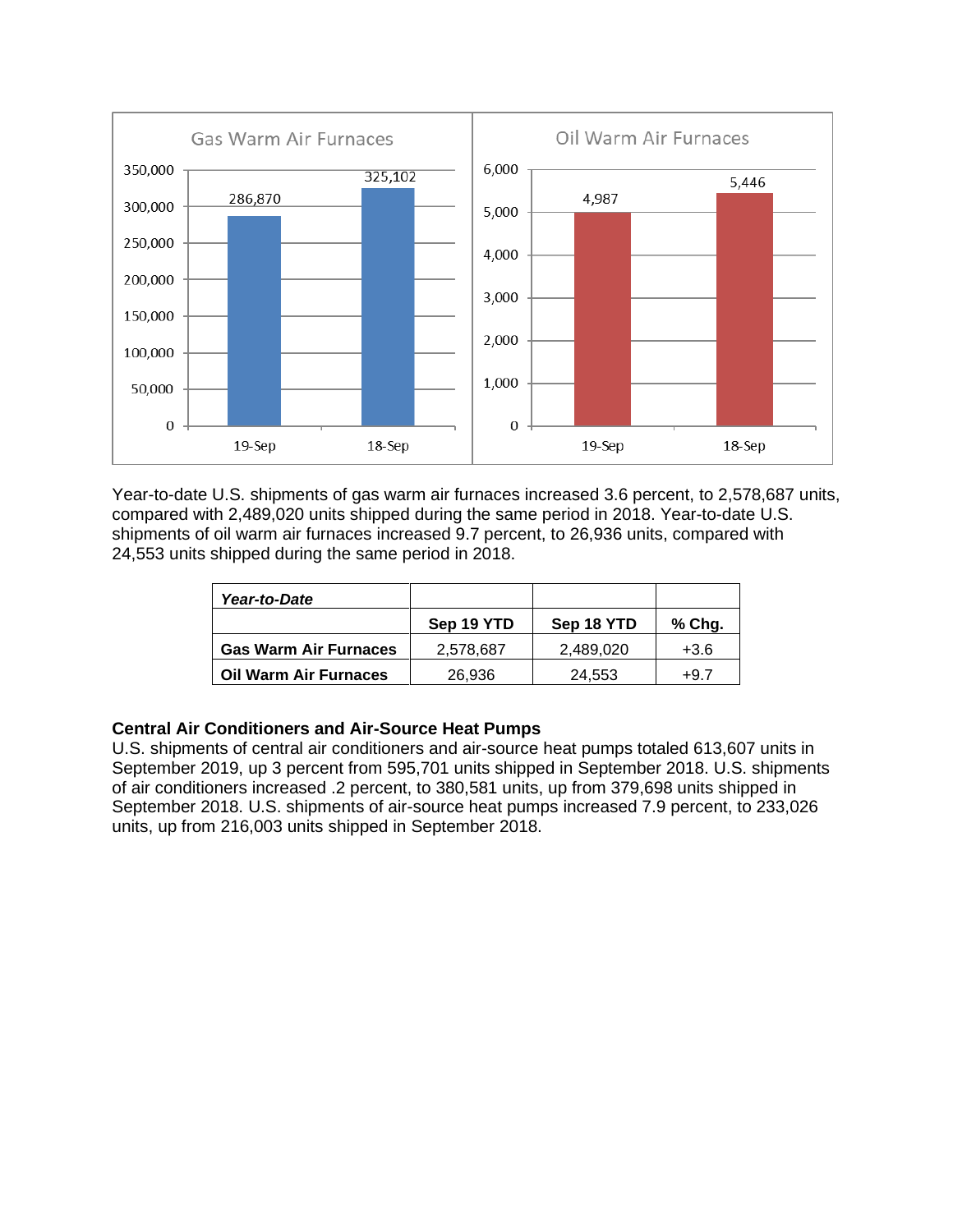**Gas Warm Air Furnaces**

| | 19-Sep | 18-Sep |
|---|---|---|
| Gas Warm Air Furnaces | 286,870 | 325,102 |

**Oil Warm Air Furnaces**

| | 19-Sep | 18-Sep |
|---|---|---|
| Oil Warm Air Furnaces | 4,987 | 5,446 |

Year-to-date U.S. shipments of gas warm air furnaces increased 3.6 percent, to 2,578,687 units, compared with 2,489,020 units shipped during the same period in 2018. Year-to-date U.S. shipments of oil warm air furnaces increased 9.7 percent, to 26,936 units, compared with 24,553 units shipped during the same period in 2018.

| ***Year-to-Date*** | | | |
|---|---|---|---|
| | **Sep 19 YTD** | **Sep 18 YTD** | **% Chg.** |
| **Gas Warm Air Furnaces** | 2,578,687 | 2,489,020 | +3.6 |
| **Oil Warm Air Furnaces** | 26,936 | 24,553 | +9.7 |

**Central Air Conditioners and Air-Source Heat Pumps**

U.S. shipments of central air conditioners and air-source heat pumps totaled 613,607 units in September 2019, up 3 percent from 595,701 units shipped in September 2018. U.S. shipments of air conditioners increased .2 percent, to 380,581 units, up from 379,698 units shipped in September 2018. U.S. shipments of air-source heat pumps increased 7.9 percent, to 233,026 units, up from 216,003 units shipped in September 2018.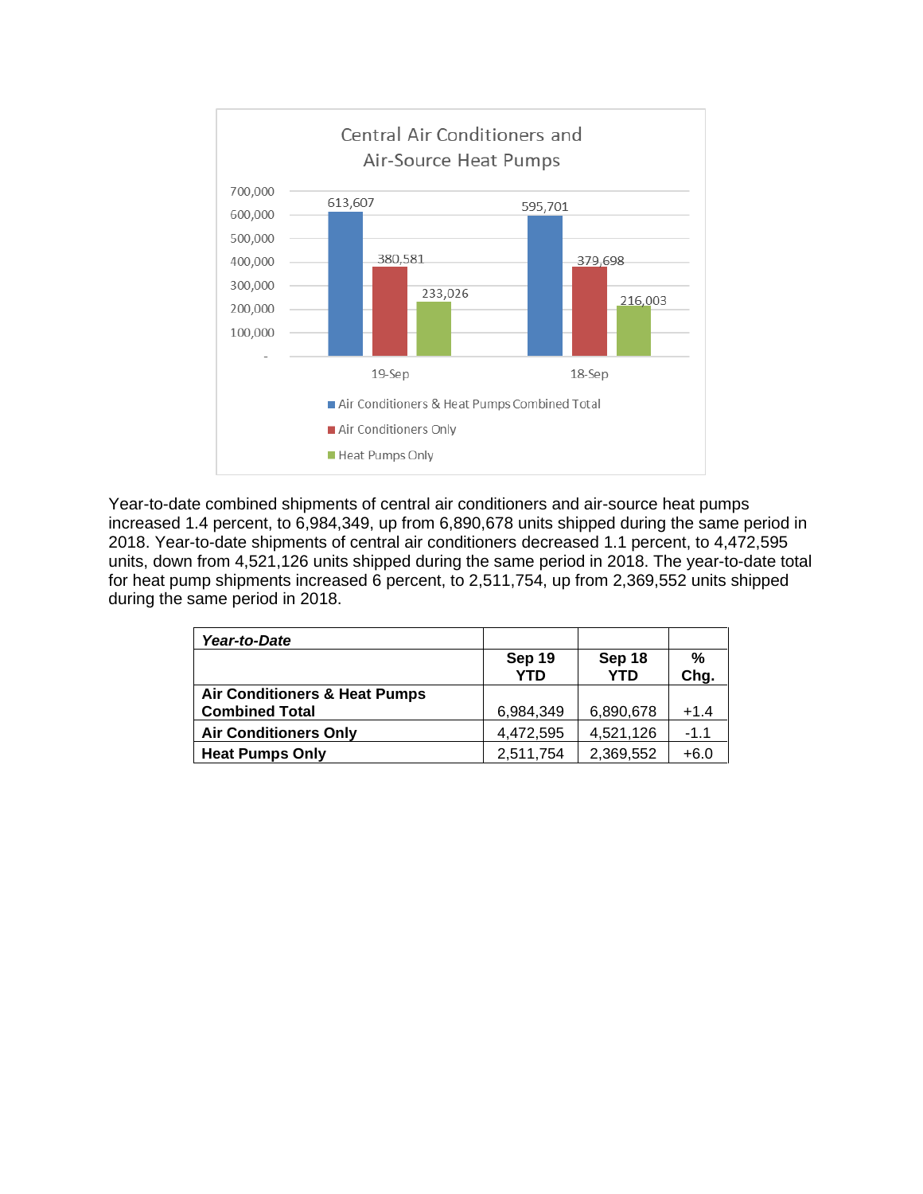Central Air Conditioners and Air-Source Heat Pumps

| | 19-Sep | 18-Sep |
|---|---|---|
| Air Conditioners & Heat Pumps Combined Total | 613,607 | 595,701 |
| Air Conditioners Only | 380,581 | 379,698 |
| Heat Pumps Only | 233,026 | 216,003 |

Year-to-date combined shipments of central air conditioners and air-source heat pumps increased 1.4 percent, to 6,984,349, up from 6,890,678 units shipped during the same period in 2018. Year-to-date shipments of central air conditioners decreased 1.1 percent, to 4,472,595 units, down from 4,521,126 units shipped during the same period in 2018. The year-to-date total for heat pump shipments increased 6 percent, to 2,511,754, up from 2,369,552 units shipped during the same period in 2018.

| ***Year-to-Date*** | | | |
|---|---|---|---|
| | **Sep 19 YTD** | **Sep 18 YTD** | **% Chg.** |
| **Air Conditioners & Heat Pumps Combined Total** | 6,984,349 | 6,890,678 | +1.4 |
| **Air Conditioners Only** | 4,472,595 | 4,521,126 | -1.1 |
| **Heat Pumps Only** | 2,511,754 | 2,369,552 | +6.0 |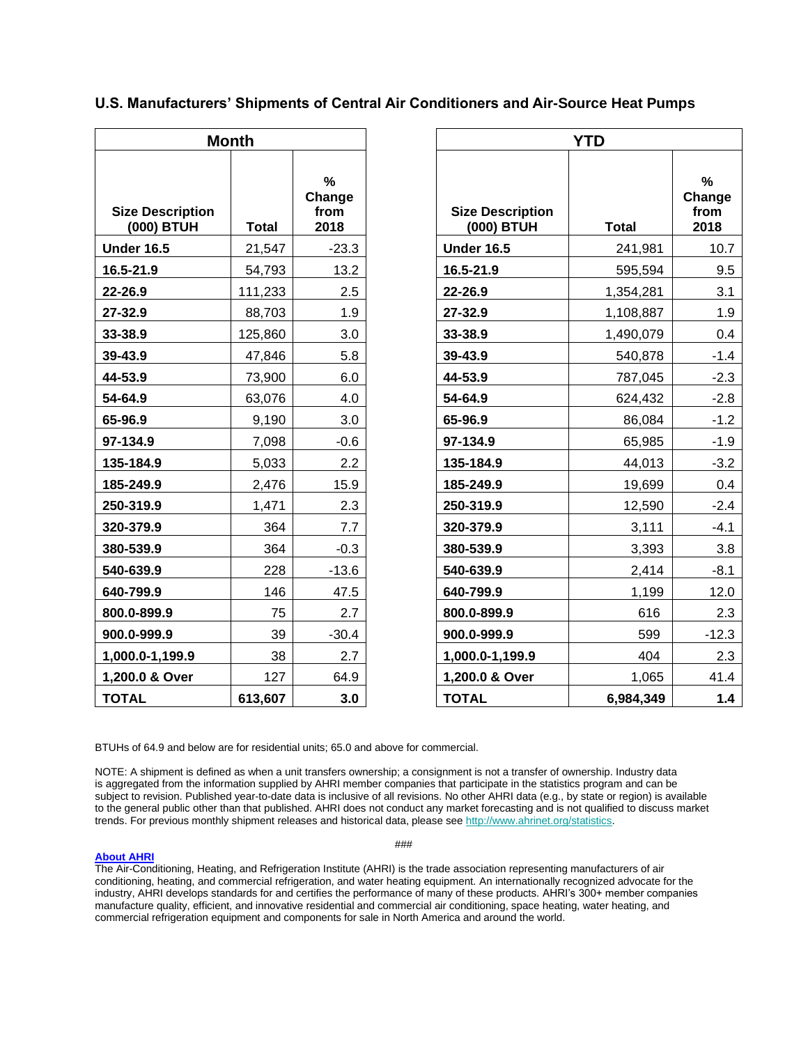## U.S. Manufacturers' Shipments of Central Air Conditioners and Air-Source Heat Pumps

| Month | | |
|---|---|---|
| **Size Description (000) BTUH** | **Total** | **% Change from 2018** |
| **Under 16.5** | 21,547 | -23.3 |
| **16.5-21.9** | 54,793 | 13.2 |
| **22-26.9** | 111,233 | 2.5 |
| **27-32.9** | 88,703 | 1.9 |
| **33-38.9** | 125,860 | 3.0 |
| **39-43.9** | 47,846 | 5.8 |
| **44-53.9** | 73,900 | 6.0 |
| **54-64.9** | 63,076 | 4.0 |
| **65-96.9** | 9,190 | 3.0 |
| **97-134.9** | 7,098 | -0.6 |
| **135-184.9** | 5,033 | 2.2 |
| **185-249.9** | 2,476 | 15.9 |
| **250-319.9** | 1,471 | 2.3 |
| **320-379.9** | 364 | 7.7 |
| **380-539.9** | 364 | -0.3 |
| **540-639.9** | 228 | -13.6 |
| **640-799.9** | 146 | 47.5 |
| **800.0-899.9** | 75 | 2.7 |
| **900.0-999.9** | 39 | -30.4 |
| **1,000.0-1,199.9** | 38 | 2.7 |
| **1,200.0 & Over** | 127 | 64.9 |
| **TOTAL** | **613,607** | **3.0** |

| YTD | | |
|---|---|---|
| **Size Description (000) BTUH** | **Total** | **% Change from 2018** |
| **Under 16.5** | 241,981 | 10.7 |
| **16.5-21.9** | 595,594 | 9.5 |
| **22-26.9** | 1,354,281 | 3.1 |
| **27-32.9** | 1,108,887 | 1.9 |
| **33-38.9** | 1,490,079 | 0.4 |
| **39-43.9** | 540,878 | -1.4 |
| **44-53.9** | 787,045 | -2.3 |
| **54-64.9** | 624,432 | -2.8 |
| **65-96.9** | 86,084 | -1.2 |
| **97-134.9** | 65,985 | -1.9 |
| **135-184.9** | 44,013 | -3.2 |
| **185-249.9** | 19,699 | 0.4 |
| **250-319.9** | 12,590 | -2.4 |
| **320-379.9** | 3,111 | -4.1 |
| **380-539.9** | 3,393 | 3.8 |
| **540-639.9** | 2,414 | -8.1 |
| **640-799.9** | 1,199 | 12.0 |
| **800.0-899.9** | 616 | 2.3 |
| **900.0-999.9** | 599 | -12.3 |
| **1,000.0-1,199.9** | 404 | 2.3 |
| **1,200.0 & Over** | 1,065 | 41.4 |
| **TOTAL** | **6,984,349** | **1.4** |

BTUHs of 64.9 and below are for residential units; 65.0 and above for commercial.

NOTE: A shipment is defined as when a unit transfers ownership; a consignment is not a transfer of ownership. Industry data is aggregated from the information supplied by AHRI member companies that participate in the statistics program and can be subject to revision. Published year-to-date data is inclusive of all revisions. No other AHRI data (e.g., by state or region) is available to the general public other than that published. AHRI does not conduct any market forecasting and is not qualified to discuss market trends. For previous monthly shipment releases and historical data, please see http://www.ahrinet.org/statistics.

###

**About AHRI**

The Air-Conditioning, Heating, and Refrigeration Institute (AHRI) is the trade association representing manufacturers of air conditioning, heating, and commercial refrigeration, and water heating equipment. An internationally recognized advocate for the industry, AHRI develops standards for and certifies the performance of many of these products. AHRI's 300+ member companies manufacture quality, efficient, and innovative residential and commercial air conditioning, space heating, water heating, and commercial refrigeration equipment and components for sale in North America and around the world.